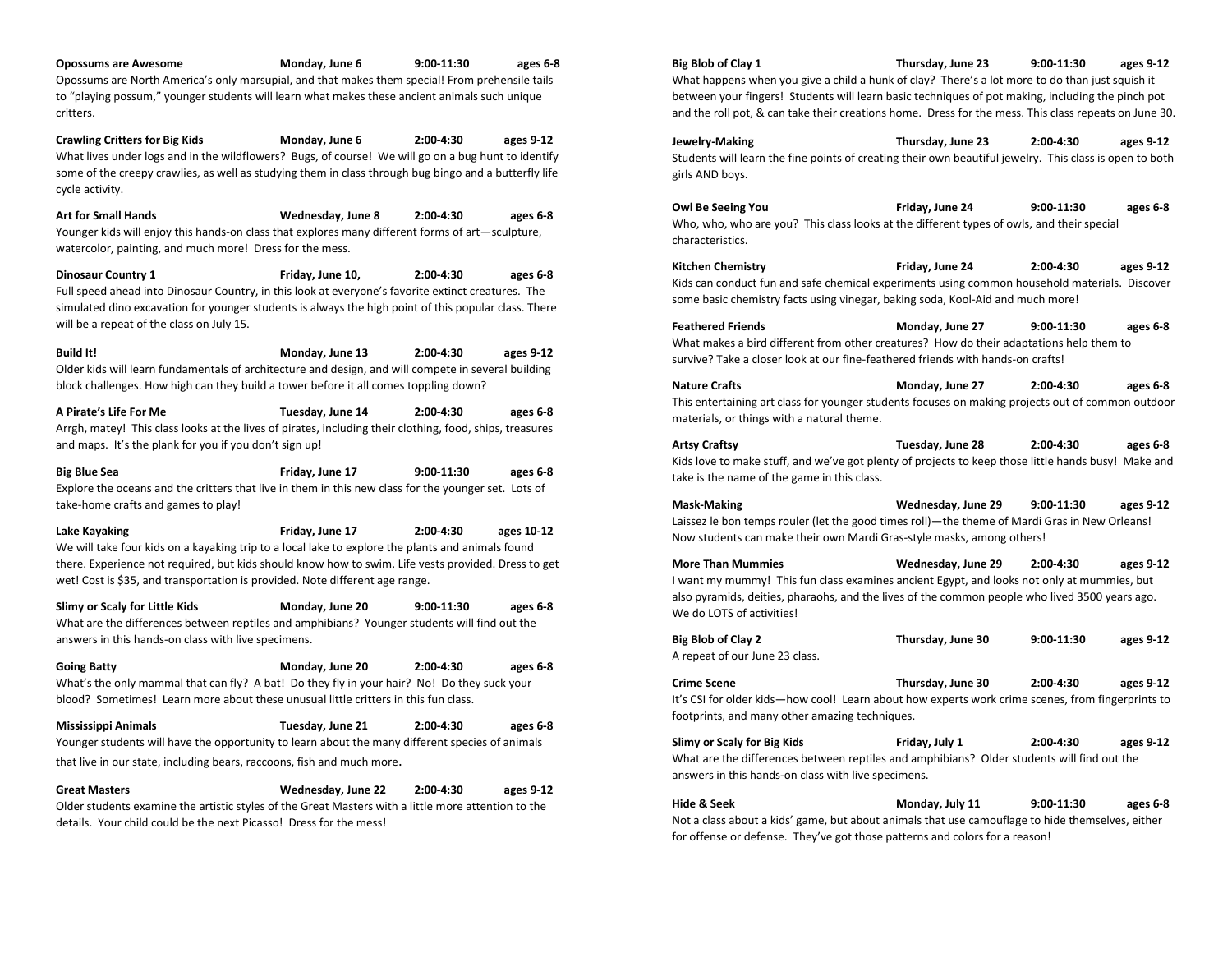**Opossums are Awesome** Monday, June 6 9:00-11:30 ages 6-8
Opossums are North America's only marsupial, and that makes them special! From prehensile tails to "playing possum," younger students will learn what makes these ancient animals such unique critters.

**Crawling Critters for Big Kids** Monday, June 6 2:00-4:30 ages 9-12
What lives under logs and in the wildflowers? Bugs, of course! We will go on a bug hunt to identify some of the creepy crawlies, as well as studying them in class through bug bingo and a butterfly life cycle activity.

**Art for Small Hands** Wednesday, June 8 2:00-4:30 ages 6-8
Younger kids will enjoy this hands-on class that explores many different forms of art—sculpture, watercolor, painting, and much more! Dress for the mess.

**Dinosaur Country 1** Friday, June 10, 2:00-4:30 ages 6-8
Full speed ahead into Dinosaur Country, in this look at everyone's favorite extinct creatures. The simulated dino excavation for younger students is always the high point of this popular class. There will be a repeat of the class on July 15.

**Build It!** Monday, June 13 2:00-4:30 ages 9-12
Older kids will learn fundamentals of architecture and design, and will compete in several building block challenges. How high can they build a tower before it all comes toppling down?

**A Pirate's Life For Me** Tuesday, June 14 2:00-4:30 ages 6-8
Arrgh, matey! This class looks at the lives of pirates, including their clothing, food, ships, treasures and maps. It's the plank for you if you don't sign up!

**Big Blue Sea** Friday, June 17 9:00-11:30 ages 6-8
Explore the oceans and the critters that live in them in this new class for the younger set. Lots of take-home crafts and games to play!

**Lake Kayaking** Friday, June 17 2:00-4:30 ages 10-12
We will take four kids on a kayaking trip to a local lake to explore the plants and animals found there. Experience not required, but kids should know how to swim. Life vests provided. Dress to get wet! Cost is $35, and transportation is provided. Note different age range.

**Slimy or Scaly for Little Kids** Monday, June 20 9:00-11:30 ages 6-8
What are the differences between reptiles and amphibians? Younger students will find out the answers in this hands-on class with live specimens.

**Going Batty** Monday, June 20 2:00-4:30 ages 6-8
What's the only mammal that can fly? A bat! Do they fly in your hair? No! Do they suck your blood? Sometimes! Learn more about these unusual little critters in this fun class.

**Mississippi Animals** Tuesday, June 21 2:00-4:30 ages 6-8
Younger students will have the opportunity to learn about the many different species of animals that live in our state, including bears, raccoons, fish and much more.

**Great Masters** Wednesday, June 22 2:00-4:30 ages 9-12
Older students examine the artistic styles of the Great Masters with a little more attention to the details. Your child could be the next Picasso! Dress for the mess!

**Big Blob of Clay 1** Thursday, June 23 9:00-11:30 ages 9-12
What happens when you give a child a hunk of clay? There's a lot more to do than just squish it between your fingers! Students will learn basic techniques of pot making, including the pinch pot and the roll pot, & can take their creations home. Dress for the mess. This class repeats on June 30.

**Jewelry-Making** Thursday, June 23 2:00-4:30 ages 9-12
Students will learn the fine points of creating their own beautiful jewelry. This class is open to both girls AND boys.

**Owl Be Seeing You** Friday, June 24 9:00-11:30 ages 6-8
Who, who, who are you? This class looks at the different types of owls, and their special characteristics.

**Kitchen Chemistry** Friday, June 24 2:00-4:30 ages 9-12
Kids can conduct fun and safe chemical experiments using common household materials. Discover some basic chemistry facts using vinegar, baking soda, Kool-Aid and much more!

**Feathered Friends** Monday, June 27 9:00-11:30 ages 6-8
What makes a bird different from other creatures? How do their adaptations help them to survive? Take a closer look at our fine-feathered friends with hands-on crafts!

**Nature Crafts** Monday, June 27 2:00-4:30 ages 6-8
This entertaining art class for younger students focuses on making projects out of common outdoor materials, or things with a natural theme.

**Artsy Craftsy** Tuesday, June 28 2:00-4:30 ages 6-8
Kids love to make stuff, and we've got plenty of projects to keep those little hands busy! Make and take is the name of the game in this class.

**Mask-Making** Wednesday, June 29 9:00-11:30 ages 9-12
Laissez le bon temps rouler (let the good times roll)—the theme of Mardi Gras in New Orleans! Now students can make their own Mardi Gras-style masks, among others!

**More Than Mummies** Wednesday, June 29 2:00-4:30 ages 9-12
I want my mummy! This fun class examines ancient Egypt, and looks not only at mummies, but also pyramids, deities, pharaohs, and the lives of the common people who lived 3500 years ago. We do LOTS of activities!

**Big Blob of Clay 2** Thursday, June 30 9:00-11:30 ages 9-12
A repeat of our June 23 class.

**Crime Scene** Thursday, June 30 2:00-4:30 ages 9-12
It's CSI for older kids—how cool! Learn about how experts work crime scenes, from fingerprints to footprints, and many other amazing techniques.

**Slimy or Scaly for Big Kids** Friday, July 1 2:00-4:30 ages 9-12
What are the differences between reptiles and amphibians? Older students will find out the answers in this hands-on class with live specimens.

**Hide & Seek** Monday, July 11 9:00-11:30 ages 6-8
Not a class about a kids' game, but about animals that use camouflage to hide themselves, either for offense or defense. They've got those patterns and colors for a reason!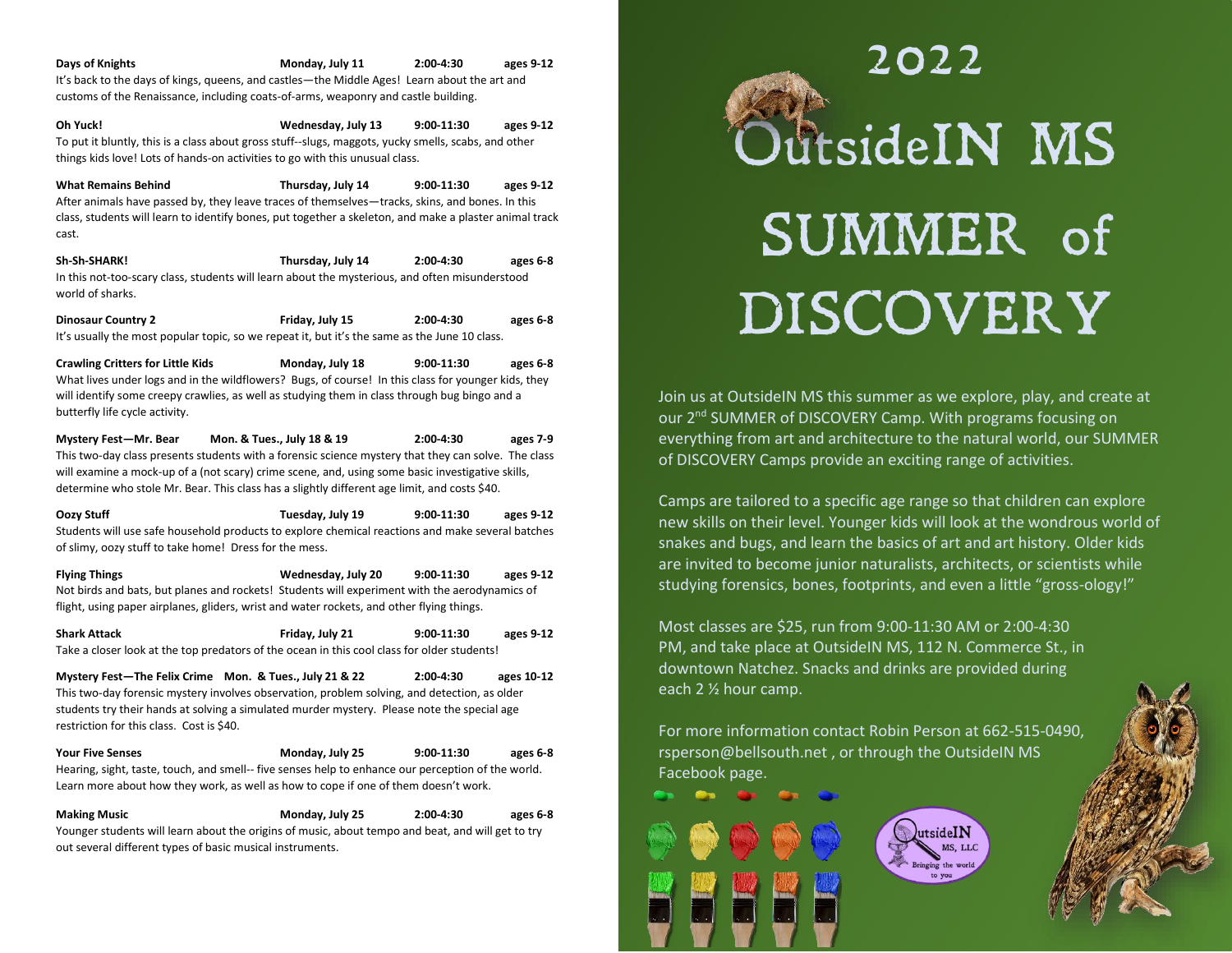**Days of Knights** **Monday, July 11** **2:00-4:30** **ages 9-12**

It's back to the days of kings, queens, and castles—the Middle Ages! Learn about the art and customs of the Renaissance, including coats-of-arms, weaponry and castle building.

**Oh Yuck!** **Wednesday, July 13** **9:00-11:30** **ages 9-12**

To put it bluntly, this is a class about gross stuff--slugs, maggots, yucky smells, scabs, and other things kids love! Lots of hands-on activities to go with this unusual class.

**What Remains Behind** **Thursday, July 14** **9:00-11:30** **ages 9-12**

After animals have passed by, they leave traces of themselves—tracks, skins, and bones. In this class, students will learn to identify bones, put together a skeleton, and make a plaster animal track cast.

**Sh-Sh-SHARK!** **Thursday, July 14** **2:00-4:30** **ages 6-8**

In this not-too-scary class, students will learn about the mysterious, and often misunderstood world of sharks.

**Dinosaur Country 2** **Friday, July 15** **2:00-4:30** **ages 6-8**

It's usually the most popular topic, so we repeat it, but it's the same as the June 10 class.

**Crawling Critters for Little Kids** **Monday, July 18** **9:00-11:30** **ages 6-8**

What lives under logs and in the wildflowers? Bugs, of course! In this class for younger kids, they will identify some creepy crawlies, as well as studying them in class through bug bingo and a butterfly life cycle activity.

**Mystery Fest—Mr. Bear** **Mon. & Tues., July 18 & 19** **2:00-4:30** **ages 7-9**

This two-day class presents students with a forensic science mystery that they can solve. The class will examine a mock-up of a (not scary) crime scene, and, using some basic investigative skills, determine who stole Mr. Bear. This class has a slightly different age limit, and costs $40.

**Oozy Stuff** **Tuesday, July 19** **9:00-11:30** **ages 9-12**

Students will use safe household products to explore chemical reactions and make several batches of slimy, oozy stuff to take home! Dress for the mess.

**Flying Things** **Wednesday, July 20** **9:00-11:30** **ages 9-12**

Not birds and bats, but planes and rockets! Students will experiment with the aerodynamics of flight, using paper airplanes, gliders, wrist and water rockets, and other flying things.

**Shark Attack** **Friday, July 21** **9:00-11:30** **ages 9-12**

Take a closer look at the top predators of the ocean in this cool class for older students!

**Mystery Fest—The Felix Crime** **Mon. & Tues., July 21 & 22** **2:00-4:30** **ages 10-12**

This two-day forensic mystery involves observation, problem solving, and detection, as older students try their hands at solving a simulated murder mystery. Please note the special age restriction for this class. Cost is $40.

**Your Five Senses** **Monday, July 25** **9:00-11:30** **ages 6-8**

Hearing, sight, taste, touch, and smell-- five senses help to enhance our perception of the world. Learn more about how they work, as well as how to cope if one of them doesn't work.

**Making Music** **Monday, July 25** **2:00-4:30** **ages 6-8**

Younger students will learn about the origins of music, about tempo and beat, and will get to try out several different types of basic musical instruments.

# 2022

# OutsideIN MS

# SUMMER of DISCOVERY

Join us at OutsideIN MS this summer as we explore, play, and create at our 2nd SUMMER of DISCOVERY Camp. With programs focusing on everything from art and architecture to the natural world, our SUMMER of DISCOVERY Camps provide an exciting range of activities.

Camps are tailored to a specific age range so that children can explore new skills on their level. Younger kids will look at the wondrous world of snakes and bugs, and learn the basics of art and art history. Older kids are invited to become junior naturalists, architects, or scientists while studying forensics, bones, footprints, and even a little "gross-ology!"

Most classes are $25, run from 9:00-11:30 AM or 2:00-4:30 PM, and take place at OutsideIN MS, 112 N. Commerce St., in downtown Natchez. Snacks and drinks are provided during each 2 ½ hour camp.

For more information contact Robin Person at 662-515-0490, rsperson@bellsouth.net , or through the OutsideIN MS Facebook page.

OutsideIN MS, LLC
Bringing the world to you